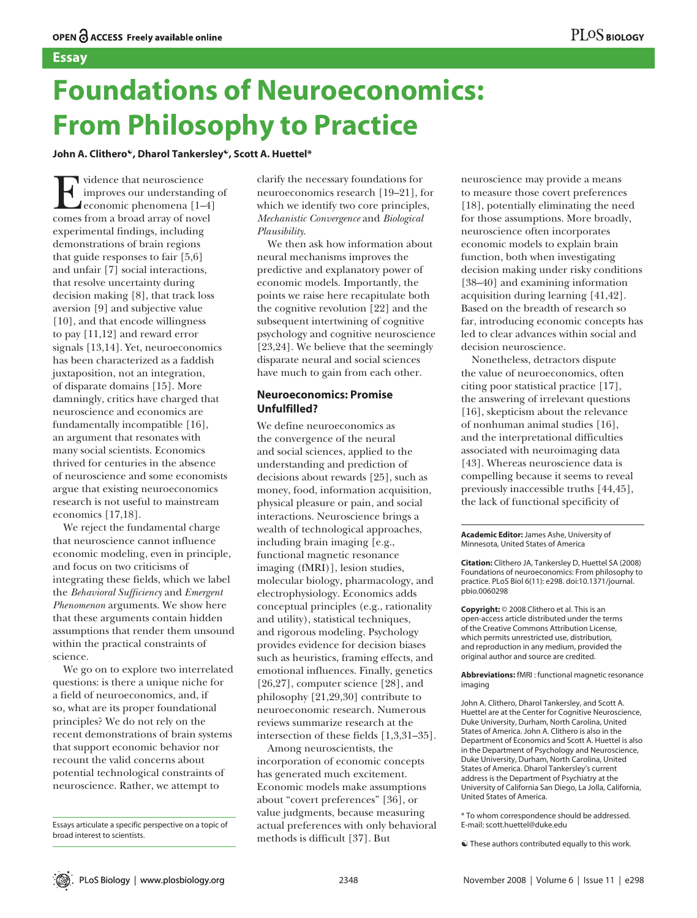**Essay**

# Foundations of Neuroeconomics: From Philosophy to Practice

**John A. Clithero[☯], Dharol Tankersley[☯], Scott A. Huettel***

Evidence that neuroscience improves our understanding of economic phenomena [1–4] comes from a broad array of novel experimental findings, including demonstrations of brain regions that guide responses to fair [5,6] and unfair [7] social interactions, that resolve uncertainty during decision making [8], that track loss aversion [9] and subjective value [10], and that encode willingness to pay [11,12] and reward error signals [13,14]. Yet, neuroeconomics has been characterized as a faddish juxtaposition, not an integration, of disparate domains [15]. More damningly, critics have charged that neuroscience and economics are fundamentally incompatible [16], an argument that resonates with many social scientists. Economics thrived for centuries in the absence of neuroscience and some economists argue that existing neuroeconomics research is not useful to mainstream economics [17,18].

We reject the fundamental charge that neuroscience cannot influence economic modeling, even in principle, and focus on two criticisms of integrating these fields, which we label the *Behavioral Sufficiency* and *Emergent Phenomenon* arguments. We show here that these arguments contain hidden assumptions that render them unsound within the practical constraints of science.

We go on to explore two interrelated questions: is there a unique niche for a field of neuroeconomics, and, if so, what are its proper foundational principles? We do not rely on the recent demonstrations of brain systems that support economic behavior nor recount the valid concerns about potential technological constraints of neuroscience. Rather, we attempt to clarify the necessary foundations for neuroeconomics research [19–21], for which we identify two core principles, *Mechanistic Convergence* and *Biological Plausibility*.

We then ask how information about neural mechanisms improves the predictive and explanatory power of economic models. Importantly, the points we raise here recapitulate both the cognitive revolution [22] and the subsequent intertwining of cognitive psychology and cognitive neuroscience [23,24]. We believe that the seemingly disparate neural and social sciences have much to gain from each other.

## Neuroeconomics: Promise Unfulfilled?

We define neuroeconomics as the convergence of the neural and social sciences, applied to the understanding and prediction of decisions about rewards [25], such as money, food, information acquisition, physical pleasure or pain, and social interactions. Neuroscience brings a wealth of technological approaches, including brain imaging [e.g., functional magnetic resonance imaging (fMRI)], lesion studies, molecular biology, pharmacology, and electrophysiology. Economics adds conceptual principles (e.g., rationality and utility), statistical techniques, and rigorous modeling. Psychology provides evidence for decision biases such as heuristics, framing effects, and emotional influences. Finally, genetics [26,27], computer science [28], and philosophy [21,29,30] contribute to neuroeconomic research. Numerous reviews summarize research at the intersection of these fields [1,3,31–35].

Among neuroscientists, the incorporation of economic concepts has generated much excitement. Economic models make assumptions about "covert preferences" [36], or value judgments, because measuring actual preferences with only behavioral methods is difficult [37]. But neuroscience may provide a means to measure those covert preferences [18], potentially eliminating the need for those assumptions. More broadly, neuroscience often incorporates economic models to explain brain function, both when investigating decision making under risky conditions [38–40] and examining information acquisition during learning [41,42]. Based on the breadth of research so far, introducing economic concepts has led to clear advances within social and decision neuroscience.

Nonetheless, detractors dispute the value of neuroeconomics, often citing poor statistical practice [17], the answering of irrelevant questions [16], skepticism about the relevance of nonhuman animal studies [16], and the interpretational difficulties associated with neuroimaging data [43]. Whereas neuroscience data is compelling because it seems to reveal previously inaccessible truths [44,45], the lack of functional specificity of

Essays articulate a specific perspective on a topic of broad interest to scientists.

**Academic Editor:** James Ashe, University of Minnesota, United States of America

**Citation:** Clithero JA, Tankersley D, Huettel SA (2008) Foundations of neuroeconomics: From philosophy to practice. PLoS Biol 6(11): e298. doi:10.1371/journal.pbio.0060298

**Copyright:** © 2008 Clithero et al. This is an open-access article distributed under the terms of the Creative Commons Attribution License, which permits unrestricted use, distribution, and reproduction in any medium, provided the original author and source are credited.

**Abbreviations:** fMRI : functional magnetic resonance imaging

John A. Clithero, Dharol Tankersley, and Scott A. Huettel are at the Center for Cognitive Neuroscience, Duke University, Durham, North Carolina, United States of America. John A. Clithero is also in the Department of Economics and Scott A. Huettel is also in the Department of Psychology and Neuroscience, Duke University, Durham, North Carolina, United States of America. Dharol Tankersley's current address is the Department of Psychiatry at the University of California San Diego, La Jolla, California, United States of America.

\* To whom correspondence should be addressed. E-mail: scott.huettel@duke.edu

☯ These authors contributed equally to this work.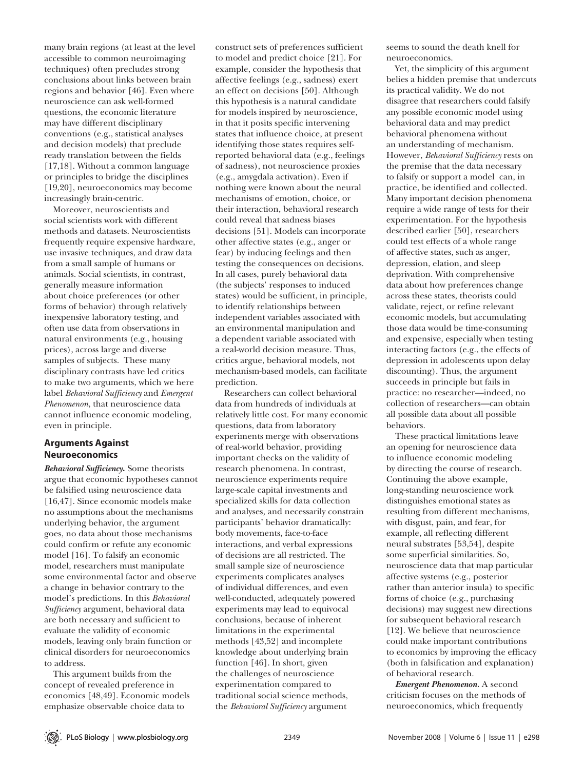many brain regions (at least at the level accessible to common neuroimaging techniques) often precludes strong conclusions about links between brain regions and behavior [46]. Even where neuroscience can ask well-formed questions, the economic literature may have different disciplinary conventions (e.g., statistical analyses and decision models) that preclude ready translation between the fields [17,18]. Without a common language or principles to bridge the disciplines [19,20], neuroeconomics may become increasingly brain-centric.

Moreover, neuroscientists and social scientists work with different methods and datasets. Neuroscientists frequently require expensive hardware, use invasive techniques, and draw data from a small sample of humans or animals. Social scientists, in contrast, generally measure information about choice preferences (or other forms of behavior) through relatively inexpensive laboratory testing, and often use data from observations in natural environments (e.g., housing prices), across large and diverse samples of subjects. These many disciplinary contrasts have led critics to make two arguments, which we here label *Behavioral Sufficiency* and *Emergent Phenomenon*, that neuroscience data cannot influence economic modeling, even in principle.

## Arguments Against Neuroeconomics

***Behavioral Sufficiency.*** Some theorists argue that economic hypotheses cannot be falsified using neuroscience data [16,47]. Since economic models make no assumptions about the mechanisms underlying behavior, the argument goes, no data about those mechanisms could confirm or refute any economic model [16]. To falsify an economic model, researchers must manipulate some environmental factor and observe a change in behavior contrary to the model's predictions. In this *Behavioral Sufficiency* argument, behavioral data are both necessary and sufficient to evaluate the validity of economic models, leaving only brain function or clinical disorders for neuroeconomics to address.

This argument builds from the concept of revealed preference in economics [48,49]. Economic models emphasize observable choice data to construct sets of preferences sufficient to model and predict choice [21]. For example, consider the hypothesis that affective feelings (e.g., sadness) exert an effect on decisions [50]. Although this hypothesis is a natural candidate for models inspired by neuroscience, in that it posits specific intervening states that influence choice, at present identifying those states requires self-reported behavioral data (e.g., feelings of sadness), not neuroscience proxies (e.g., amygdala activation). Even if nothing were known about the neural mechanisms of emotion, choice, or their interaction, behavioral research could reveal that sadness biases decisions [51]. Models can incorporate other affective states (e.g., anger or fear) by inducing feelings and then testing the consequences on decisions. In all cases, purely behavioral data (the subjects' responses to induced states) would be sufficient, in principle, to identify relationships between independent variables associated with an environmental manipulation and a dependent variable associated with a real-world decision measure. Thus, critics argue, behavioral models, not mechanism-based models, can facilitate prediction.

Researchers can collect behavioral data from hundreds of individuals at relatively little cost. For many economic questions, data from laboratory experiments merge with observations of real-world behavior, providing important checks on the validity of research phenomena. In contrast, neuroscience experiments require large-scale capital investments and specialized skills for data collection and analyses, and necessarily constrain participants' behavior dramatically: body movements, face-to-face interactions, and verbal expressions of decisions are all restricted. The small sample size of neuroscience experiments complicates analyses of individual differences, and even well-conducted, adequately powered experiments may lead to equivocal conclusions, because of inherent limitations in the experimental methods [43,52] and incomplete knowledge about underlying brain function [46]. In short, given the challenges of neuroscience experimentation compared to traditional social science methods, the *Behavioral Sufficiency* argument seems to sound the death knell for neuroeconomics.

Yet, the simplicity of this argument belies a hidden premise that undercuts its practical validity. We do not disagree that researchers could falsify any possible economic model using behavioral data and may predict behavioral phenomena without an understanding of mechanism. However, *Behavioral Sufficiency* rests on the premise that the data necessary to falsify or support a model can, in practice, be identified and collected. Many important decision phenomena require a wide range of tests for their experimentation. For the hypothesis described earlier [50], researchers could test effects of a whole range of affective states, such as anger, depression, elation, and sleep deprivation. With comprehensive data about how preferences change across these states, theorists could validate, reject, or refine relevant economic models, but accumulating those data would be time-consuming and expensive, especially when testing interacting factors (e.g., the effects of depression in adolescents upon delay discounting). Thus, the argument succeeds in principle but fails in practice: no researcher—indeed, no collection of researchers—can obtain all possible data about all possible behaviors.

These practical limitations leave an opening for neuroscience data to influence economic modeling by directing the course of research. Continuing the above example, long-standing neuroscience work distinguishes emotional states as resulting from different mechanisms, with disgust, pain, and fear, for example, all reflecting different neural substrates [53,54], despite some superficial similarities. So, neuroscience data that map particular affective systems (e.g., posterior rather than anterior insula) to specific forms of choice (e.g., purchasing decisions) may suggest new directions for subsequent behavioral research [12]. We believe that neuroscience could make important contributions to economics by improving the efficacy (both in falsification and explanation) of behavioral research.

***Emergent Phenomenon.*** A second criticism focuses on the methods of neuroeconomics, which frequently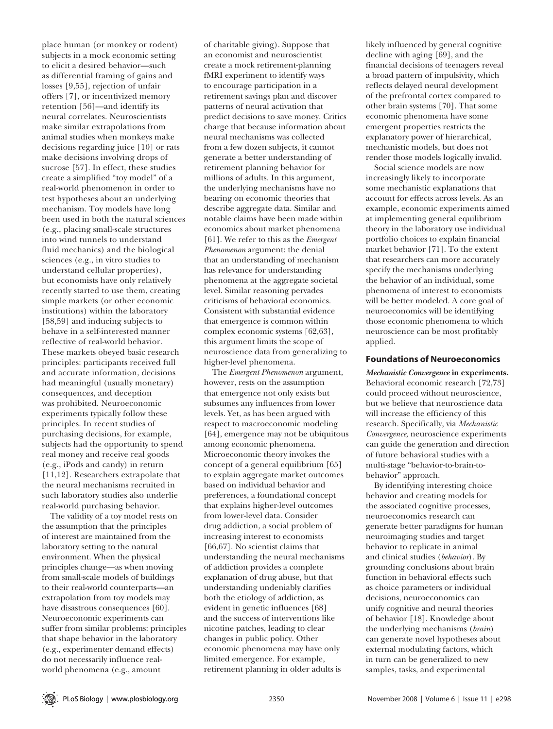place human (or monkey or rodent) subjects in a mock economic setting to elicit a desired behavior—such as differential framing of gains and losses [9,55], rejection of unfair offers [7], or incentivized memory retention [56]—and identify its neural correlates. Neuroscientists make similar extrapolations from animal studies when monkeys make decisions regarding juice [10] or rats make decisions involving drops of sucrose [57]. In effect, these studies create a simplified "toy model" of a real-world phenomenon in order to test hypotheses about an underlying mechanism. Toy models have long been used in both the natural sciences (e.g., placing small-scale structures into wind tunnels to understand fluid mechanics) and the biological sciences (e.g., in vitro studies to understand cellular properties), but economists have only relatively recently started to use them, creating simple markets (or other economic institutions) within the laboratory [58,59] and inducing subjects to behave in a self-interested manner reflective of real-world behavior. These markets obeyed basic research principles: participants received full and accurate information, decisions had meaningful (usually monetary) consequences, and deception was prohibited. Neuroeconomic experiments typically follow these principles. In recent studies of purchasing decisions, for example, subjects had the opportunity to spend real money and receive real goods (e.g., iPods and candy) in return [11,12]. Researchers extrapolate that the neural mechanisms recruited in such laboratory studies also underlie real-world purchasing behavior.

The validity of a toy model rests on the assumption that the principles of interest are maintained from the laboratory setting to the natural environment. When the physical principles change—as when moving from small-scale models of buildings to their real-world counterparts—an extrapolation from toy models may have disastrous consequences [60]. Neuroeconomic experiments can suffer from similar problems: principles that shape behavior in the laboratory (e.g., experimenter demand effects) do not necessarily influence real-world phenomena (e.g., amount of charitable giving). Suppose that an economist and neuroscientist create a mock retirement-planning fMRI experiment to identify ways to encourage participation in a retirement savings plan and discover patterns of neural activation that predict decisions to save money. Critics charge that because information about neural mechanisms was collected from a few dozen subjects, it cannot generate a better understanding of retirement planning behavior for millions of adults. In this argument, the underlying mechanisms have no bearing on economic theories that describe aggregate data. Similar and notable claims have been made within economics about market phenomena [61]. We refer to this as the *Emergent Phenomenon* argument: the denial that an understanding of mechanism has relevance for understanding phenomena at the aggregate societal level. Similar reasoning pervades criticisms of behavioral economics. Consistent with substantial evidence that emergence is common within complex economic systems [62,63], this argument limits the scope of neuroscience data from generalizing to higher-level phenomena.

The *Emergent Phenomenon* argument, however, rests on the assumption that emergence not only exists but subsumes any influences from lower levels. Yet, as has been argued with respect to macroeconomic modeling [64], emergence may not be ubiquitous among economic phenomena. Microeconomic theory invokes the concept of a general equilibrium [65] to explain aggregate market outcomes based on individual behavior and preferences, a foundational concept that explains higher-level outcomes from lower-level data. Consider drug addiction, a social problem of increasing interest to economists [66,67]. No scientist claims that understanding the neural mechanisms of addiction provides a complete explanation of drug abuse, but that understanding undeniably clarifies both the etiology of addiction, as evident in genetic influences [68] and the success of interventions like nicotine patches, leading to clear changes in public policy. Other economic phenomena may have only limited emergence. For example, retirement planning in older adults is likely influenced by general cognitive decline with aging [69], and the financial decisions of teenagers reveal a broad pattern of impulsivity, which reflects delayed neural development of the prefrontal cortex compared to other brain systems [70]. That some economic phenomena have some emergent properties restricts the explanatory power of hierarchical, mechanistic models, but does not render those models logically invalid.

Social science models are now increasingly likely to incorporate some mechanistic explanations that account for effects across levels. As an example, economic experiments aimed at implementing general equilibrium theory in the laboratory use individual portfolio choices to explain financial market behavior [71]. To the extent that researchers can more accurately specify the mechanisms underlying the behavior of an individual, some phenomena of interest to economists will be better modeled. A core goal of neuroeconomics will be identifying those economic phenomena to which neuroscience can be most profitably applied.

## Foundations of Neuroeconomics

***Mechanistic Convergence* in experiments.** Behavioral economic research [72,73] could proceed without neuroscience, but we believe that neuroscience data will increase the efficiency of this research. Specifically, via *Mechanistic Convergence*, neuroscience experiments can guide the generation and direction of future behavioral studies with a multi-stage "behavior-to-brain-to-behavior" approach.

By identifying interesting choice behavior and creating models for the associated cognitive processes, neuroeconomics research can generate better paradigms for human neuroimaging studies and target behavior to replicate in animal and clinical studies (*behavior*). By grounding conclusions about brain function in behavioral effects such as choice parameters or individual decisions, neuroeconomics can unify cognitive and neural theories of behavior [18]. Knowledge about the underlying mechanisms (*brain*) can generate novel hypotheses about external modulating factors, which in turn can be generalized to new samples, tasks, and experimental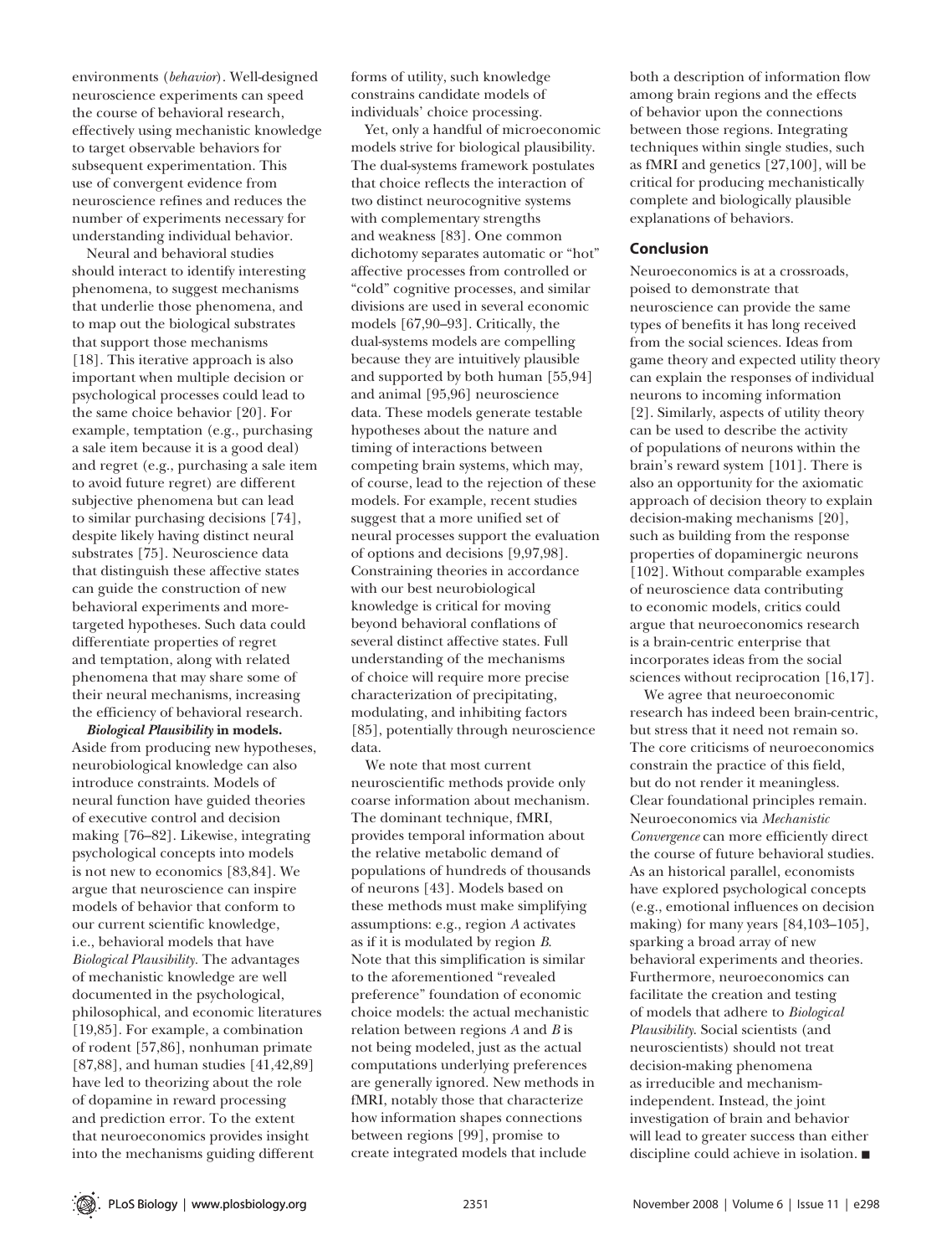environments (*behavior*). Well-designed neuroscience experiments can speed the course of behavioral research, effectively using mechanistic knowledge to target observable behaviors for subsequent experimentation. This use of convergent evidence from neuroscience refines and reduces the number of experiments necessary for understanding individual behavior.

Neural and behavioral studies should interact to identify interesting phenomena, to suggest mechanisms that underlie those phenomena, and to map out the biological substrates that support those mechanisms [18]. This iterative approach is also important when multiple decision or psychological processes could lead to the same choice behavior [20]. For example, temptation (e.g., purchasing a sale item because it is a good deal) and regret (e.g., purchasing a sale item to avoid future regret) are different subjective phenomena but can lead to similar purchasing decisions [74], despite likely having distinct neural substrates [75]. Neuroscience data that distinguish these affective states can guide the construction of new behavioral experiments and more-targeted hypotheses. Such data could differentiate properties of regret and temptation, along with related phenomena that may share some of their neural mechanisms, increasing the efficiency of behavioral research.

***Biological Plausibility* in models.** Aside from producing new hypotheses, neurobiological knowledge can also introduce constraints. Models of neural function have guided theories of executive control and decision making [76–82]. Likewise, integrating psychological concepts into models is not new to economics [83,84]. We argue that neuroscience can inspire models of behavior that conform to our current scientific knowledge, i.e., behavioral models that have *Biological Plausibility*. The advantages of mechanistic knowledge are well documented in the psychological, philosophical, and economic literatures [19,85]. For example, a combination of rodent [57,86], nonhuman primate [87,88], and human studies [41,42,89] have led to theorizing about the role of dopamine in reward processing and prediction error. To the extent that neuroeconomics provides insight into the mechanisms guiding different forms of utility, such knowledge constrains candidate models of individuals' choice processing.

Yet, only a handful of microeconomic models strive for biological plausibility. The dual-systems framework postulates that choice reflects the interaction of two distinct neurocognitive systems with complementary strengths and weakness [83]. One common dichotomy separates automatic or "hot" affective processes from controlled or "cold" cognitive processes, and similar divisions are used in several economic models [67,90–93]. Critically, the dual-systems models are compelling because they are intuitively plausible and supported by both human [55,94] and animal [95,96] neuroscience data. These models generate testable hypotheses about the nature and timing of interactions between competing brain systems, which may, of course, lead to the rejection of these models. For example, recent studies suggest that a more unified set of neural processes support the evaluation of options and decisions [9,97,98]. Constraining theories in accordance with our best neurobiological knowledge is critical for moving beyond behavioral conflations of several distinct affective states. Full understanding of the mechanisms of choice will require more precise characterization of precipitating, modulating, and inhibiting factors [85], potentially through neuroscience data.

We note that most current neuroscientific methods provide only coarse information about mechanism. The dominant technique, fMRI, provides temporal information about the relative metabolic demand of populations of hundreds of thousands of neurons [43]. Models based on these methods must make simplifying assumptions: e.g., region *A* activates as if it is modulated by region *B*. Note that this simplification is similar to the aforementioned "revealed preference" foundation of economic choice models: the actual mechanistic relation between regions *A* and *B* is not being modeled, just as the actual computations underlying preferences are generally ignored. New methods in fMRI, notably those that characterize how information shapes connections between regions [99], promise to create integrated models that include both a description of information flow among brain regions and the effects of behavior upon the connections between those regions. Integrating techniques within single studies, such as fMRI and genetics [27,100], will be critical for producing mechanistically complete and biologically plausible explanations of behaviors.

## Conclusion

Neuroeconomics is at a crossroads, poised to demonstrate that neuroscience can provide the same types of benefits it has long received from the social sciences. Ideas from game theory and expected utility theory can explain the responses of individual neurons to incoming information [2]. Similarly, aspects of utility theory can be used to describe the activity of populations of neurons within the brain's reward system [101]. There is also an opportunity for the axiomatic approach of decision theory to explain decision-making mechanisms [20], such as building from the response properties of dopaminergic neurons [102]. Without comparable examples of neuroscience data contributing to economic models, critics could argue that neuroeconomics research is a brain-centric enterprise that incorporates ideas from the social sciences without reciprocation [16,17].

We agree that neuroeconomic research has indeed been brain-centric, but stress that it need not remain so. The core criticisms of neuroeconomics constrain the practice of this field, but do not render it meaningless. Clear foundational principles remain. Neuroeconomics via *Mechanistic Convergence* can more efficiently direct the course of future behavioral studies. As an historical parallel, economists have explored psychological concepts (e.g., emotional influences on decision making) for many years [84,103–105], sparking a broad array of new behavioral experiments and theories. Furthermore, neuroeconomics can facilitate the creation and testing of models that adhere to *Biological Plausibility*. Social scientists (and neuroscientists) should not treat decision-making phenomena as irreducible and mechanism-independent. Instead, the joint investigation of brain and behavior will lead to greater success than either discipline could achieve in isolation. ■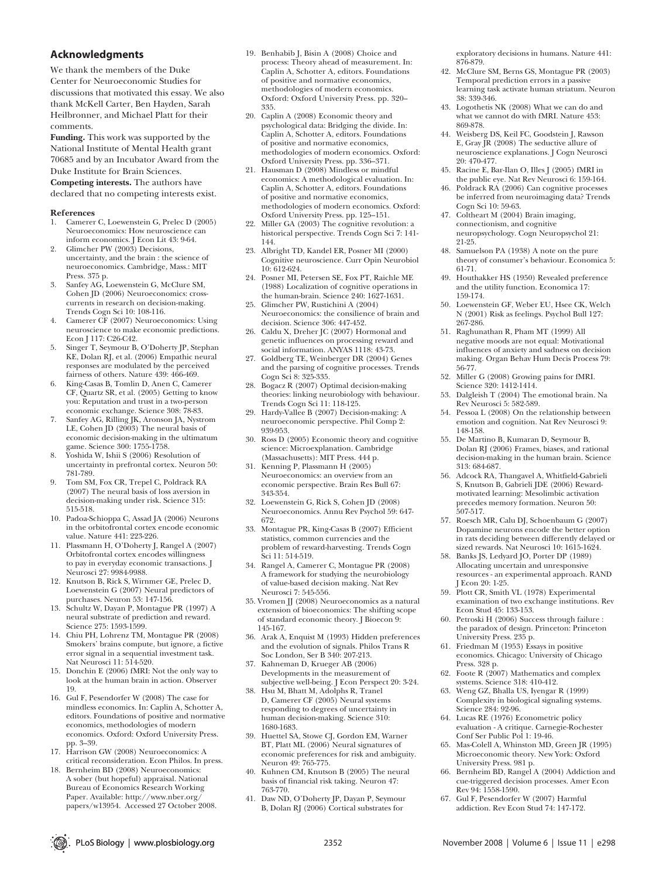## Acknowledgments

We thank the members of the Duke Center for Neuroeconomic Studies for discussions that motivated this essay. We also thank McKell Carter, Ben Hayden, Sarah Heilbronner, and Michael Platt for their comments.

**Funding.** This work was supported by the National Institute of Mental Health grant 70685 and by an Incubator Award from the Duke Institute for Brain Sciences.

**Competing interests.** The authors have declared that no competing interests exist.

#### References

1. Camerer C, Loewenstein G, Prelec D (2005) Neuroeconomics: How neuroscience can inform economics. J Econ Lit 43: 9-64.
2. Glimcher PW (2003) Decisions, uncertainty, and the brain : the science of neuroeconomics. Cambridge, Mass.: MIT Press. 375 p.
3. Sanfey AG, Loewenstein G, McClure SM, Cohen JD (2006) Neuroeconomics: cross-currents in research on decision-making. Trends Cogn Sci 10: 108-116.
4. Camerer CF (2007) Neuroeconomics: Using neuroscience to make economic predictions. Econ J 117: C26-C42.
5. Singer T, Seymour B, O'Doherty JP, Stephan KE, Dolan RJ, et al. (2006) Empathic neural responses are modulated by the perceived fairness of others. Nature 439: 466-469.
6. King-Casas B, Tomlin D, Anen C, Camerer CF, Quartz SR, et al. (2005) Getting to know you: Reputation and trust in a two-person economic exchange. Science 308: 78-83.
7. Sanfey AG, Rilling JK, Aronson JA, Nystrom LE, Cohen JD (2003) The neural basis of economic decision-making in the ultimatum game. Science 300: 1755-1758.
8. Yoshida W, Ishii S (2006) Resolution of uncertainty in prefrontal cortex. Neuron 50: 781-789.
9. Tom SM, Fox CR, Trepel C, Poldrack RA (2007) The neural basis of loss aversion in decision-making under risk. Science 315: 515-518.
10. Padoa-Schioppa C, Assad JA (2006) Neurons in the orbitofrontal cortex encode economic value. Nature 441: 223-226.
11. Plassmann H, O'Doherty J, Rangel A (2007) Orbitofrontal cortex encodes willingness to pay in everyday economic transactions. J Neurosci 27: 9984-9988.
12. Knutson B, Rick S, Wirnmer GE, Prelec D, Loewenstein G (2007) Neural predictors of purchases. Neuron 53: 147-156.
13. Schultz W, Dayan P, Montague PR (1997) A neural substrate of prediction and reward. Science 275: 1593-1599.
14. Chiu PH, Lohrenz TM, Montague PR (2008) Smokers' brains compute, but ignore, a fictive error signal in a sequential investment task. Nat Neurosci 11: 514-520.
15. Donchin E (2006) fMRI: Not the only way to look at the brain in action. Observer 19.
16. Gul F, Pesendorfer W (2008) The case for mindless economics. In: Caplin A, Schotter A, editors. Foundations of positive and normative economics, methodologies of modern economics. Oxford: Oxford University Press. pp. 3–39.
17. Harrison GW (2008) Neuroeconomics: A critical reconsideration. Econ Philos. In press.
18. Bernheim BD (2008) Neuroeconomics: A sober (but hopeful) appraisal. National Bureau of Economics Research Working Paper. Available: http://www.nber.org/papers/w13954. Accessed 27 October 2008.
19. Benhabib J, Bisin A (2008) Choice and process: Theory ahead of measurement. In: Caplin A, Schotter A, editors. Foundations of positive and normative economics, methodologies of modern economics. Oxford: Oxford University Press. pp. 320–335.
20. Caplin A (2008) Economic theory and psychological data: Bridging the divide. In: Caplin A, Schotter A, editors. Foundations of positive and normative economics, methodologies of modern economics. Oxford: Oxford University Press. pp. 336–371.
21. Hausman D (2008) Mindless or mindful economics: A methodological evaluation. In: Caplin A, Schotter A, editors. Foundations of positive and normative economics, methodologies of modern economics. Oxford: Oxford University Press. pp. 125–151.
22. Miller GA (2003) The cognitive revolution: a historical perspective. Trends Cogn Sci 7: 141-144.
23. Albright TD, Kandel ER, Posner MI (2000) Cognitive neuroscience. Curr Opin Neurobiol 10: 612-624.
24. Posner MI, Petersen SE, Fox PT, Raichle ME (1988) Localization of cognitive operations in the human-brain. Science 240: 1627-1631.
25. Glimcher PW, Rustichini A (2004) Neuroeconomics: the consilience of brain and decision. Science 306: 447-452.
26. Caldu X, Dreher JC (2007) Hormonal and genetic influences on processing reward and social information. ANYAS 1118: 43-73.
27. Goldberg TE, Weinberger DR (2004) Genes and the parsing of cognitive processes. Trends Cogn Sci 8: 325-335.
28. Bogacz R (2007) Optimal decision-making theories: linking neurobiology with behaviour. Trends Cogn Sci 11: 118-125.
29. Hardy-Vallee B (2007) Decision-making: A neuroeconomic perspective. Phil Comp 2: 939-953.
30. Ross D (2005) Economic theory and cognitive science: Microexplanation. Cambridge (Massachusetts): MIT Press. 444 p.
31. Kenning P, Plassmann H (2005) Neuroeconomics: an overview from an economic perspective. Brain Res Bull 67: 343-354.
32. Loewenstein G, Rick S, Cohen JD (2008) Neuroeconomics. Annu Rev Psychol 59: 647-672.
33. Montague PR, King-Casas B (2007) Efficient statistics, common currencies and the problem of reward-harvesting. Trends Cogn Sci 11: 514-519.
34. Rangel A, Camerer C, Montague PR (2008) A framework for studying the neurobiology of value-based decision making. Nat Rev Neurosci 7: 545-556.
35. Vromen JJ (2008) Neuroeconomics as a natural extension of bioeconomics: The shifting scope of standard economic theory. J Bioecon 9: 145-167.
36. Arak A, Enquist M (1993) Hidden preferences and the evolution of signals. Philos Trans R Soc London, Ser B 340: 207-213.
37. Kahneman D, Krueger AB (2006) Developments in the measurement of subjective well-being. J Econ Perspect 20: 3-24.
38. Hsu M, Bhatt M, Adolphs R, Tranel D, Camerer CF (2005) Neural systems responding to degrees of uncertainty in human decision-making. Science 310: 1680-1683.
39. Huettel SA, Stowe CJ, Gordon EM, Warner BT, Platt ML (2006) Neural signatures of economic preferences for risk and ambiguity. Neuron 49: 765-775.
40. Kuhnen CM, Knutson B (2005) The neural basis of financial risk taking. Neuron 47: 763-770.
41. Daw ND, O'Doherty JP, Dayan P, Seymour B, Dolan RJ (2006) Cortical substrates for exploratory decisions in humans. Nature 441: 876-879.
42. McClure SM, Berns GS, Montague PR (2003) Temporal prediction errors in a passive learning task activate human striatum. Neuron 38: 339-346.
43. Logothetis NK (2008) What we can do and what we cannot do with fMRI. Nature 453: 869-878.
44. Weisberg DS, Keil FC, Goodstein J, Rawson E, Gray JR (2008) The seductive allure of neuroscience explanations. J Cogn Neurosci 20: 470-477.
45. Racine E, Bar-Ilan O, Illes J (2005) fMRI in the public eye. Nat Rev Neurosci 6: 159-164.
46. Poldrack RA (2006) Can cognitive processes be inferred from neuroimaging data? Trends Cogn Sci 10: 59-63.
47. Coltheart M (2004) Brain imaging, connectionism, and cognitive neuropsychology. Cogn Neuropsychol 21: 21-25.
48. Samuelson PA (1938) A note on the pure theory of consumer's behaviour. Economica 5: 61-71.
49. Houthakker HS (1950) Revealed preference and the utility function. Economica 17: 159-174.
50. Loewenstein GF, Weber EU, Hsee CK, Welch N (2001) Risk as feelings. Psychol Bull 127: 267-286.
51. Raghunathan R, Pham MT (1999) All negative moods are not equal: Motivational influences of anxiety and sadness on decision making. Organ Behav Hum Decis Process 79: 56-77.
52. Miller G (2008) Growing pains for fMRI. Science 320: 1412-1414.
53. Dalgleish T (2004) The emotional brain. Na Rev Neurosci 5: 582-589.
54. Pessoa L (2008) On the relationship between emotion and cognition. Nat Rev Neurosci 9: 148-158.
55. De Martino B, Kumaran D, Seymour B, Dolan RJ (2006) Frames, biases, and rational decision-making in the human brain. Science 313: 684-687.
56. Adcock RA, Thangavel A, Whitfield-Gabrieli S, Knutson B, Gabrieli JDE (2006) Reward-motivated learning: Mesolimbic activation precedes memory formation. Neuron 50: 507-517.
57. Roesch MR, Calu DJ, Schoenbaum G (2007) Dopamine neurons encode the better option in rats deciding between differently delayed or sized rewards. Nat Neurosci 10: 1615-1624.
58. Banks JS, Ledyard JO, Porter DP (1989) Allocating uncertain and unresponsive resources - an experimental approach. RAND J Econ 20: 1-25.
59. Plott CR, Smith VL (1978) Experimental examination of two exchange institutions. Rev Econ Stud 45: 133-153.
60. Petroski H (2006) Success through failure : the paradox of design. Princeton: Princeton University Press. 235 p.
61. Friedman M (1953) Essays in positive economics. Chicago: University of Chicago Press. 328 p.
62. Foote R (2007) Mathematics and complex systems. Science 318: 410-412.
63. Weng GZ, Bhalla US, Iyengar R (1999) Complexity in biological signaling systems. Science 284: 92-96.
64. Lucas RE (1976) Econometric policy evaluation - A critique. Carnegie-Rochester Conf Ser Public Pol 1: 19-46.
65. Mas-Colell A, Whinston MD, Green JR (1995) Microeconomic theory. New York: Oxford University Press. 981 p.
66. Bernheim BD, Rangel A (2004) Addiction and cue-triggered decision processes. Amer Econ Rev 94: 1558-1590.
67. Gul F, Pesendorfer W (2007) Harmful addiction. Rev Econ Stud 74: 147-172.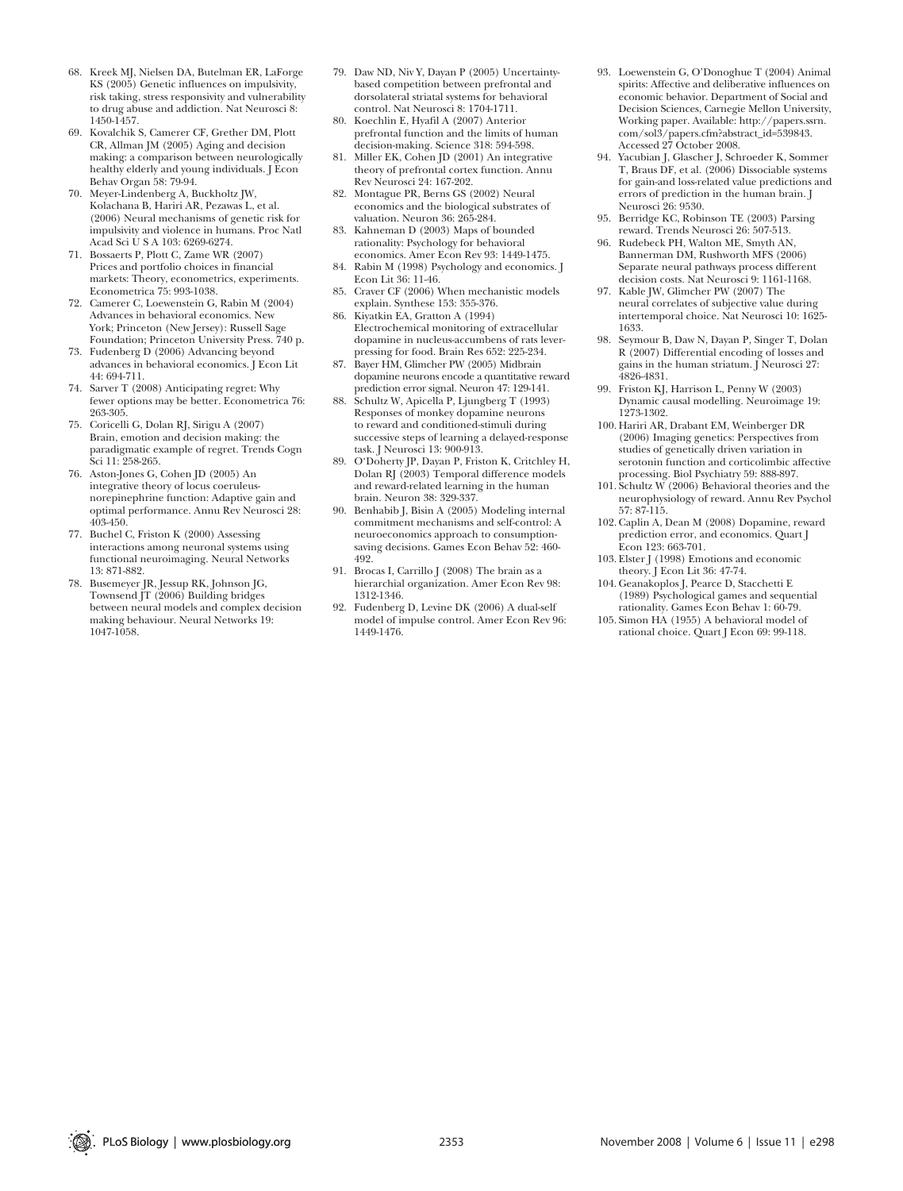68. Kreek MJ, Nielsen DA, Butelman ER, LaForge KS (2005) Genetic influences on impulsivity, risk taking, stress responsivity and vulnerability to drug abuse and addiction. Nat Neurosci 8: 1450-1457.
69. Kovalchik S, Camerer CF, Grether DM, Plott CR, Allman JM (2005) Aging and decision making: a comparison between neurologically healthy elderly and young individuals. J Econ Behav Organ 58: 79-94.
70. Meyer-Lindenberg A, Buckholtz JW, Kolachana B, Hariri AR, Pezawas L, et al. (2006) Neural mechanisms of genetic risk for impulsivity and violence in humans. Proc Natl Acad Sci U S A 103: 6269-6274.
71. Bossaerts P, Plott C, Zame WR (2007) Prices and portfolio choices in financial markets: Theory, econometrics, experiments. Econometrica 75: 993-1038.
72. Camerer C, Loewenstein G, Rabin M (2004) Advances in behavioral economics. New York; Princeton (New Jersey): Russell Sage Foundation; Princeton University Press. 740 p.
73. Fudenberg D (2006) Advancing beyond advances in behavioral economics. J Econ Lit 44: 694-711.
74. Sarver T (2008) Anticipating regret: Why fewer options may be better. Econometrica 76: 263-305.
75. Coricelli G, Dolan RJ, Sirigu A (2007) Brain, emotion and decision making: the paradigmatic example of regret. Trends Cogn Sci 11: 258-265.
76. Aston-Jones G, Cohen JD (2005) An integrative theory of locus coeruleus-norepinephrine function: Adaptive gain and optimal performance. Annu Rev Neurosci 28: 403-450.
77. Buchel C, Friston K (2000) Assessing interactions among neuronal systems using functional neuroimaging. Neural Networks 13: 871-882.
78. Busemeyer JR, Jessup RK, Johnson JG, Townsend JT (2006) Building bridges between neural models and complex decision making behaviour. Neural Networks 19: 1047-1058.
79. Daw ND, Niv Y, Dayan P (2005) Uncertainty-based competition between prefrontal and dorsolateral striatal systems for behavioral control. Nat Neurosci 8: 1704-1711.
80. Koechlin E, Hyafil A (2007) Anterior prefrontal function and the limits of human decision-making. Science 318: 594-598.
81. Miller EK, Cohen JD (2001) An integrative theory of prefrontal cortex function. Annu Rev Neurosci 24: 167-202.
82. Montague PR, Berns GS (2002) Neural economics and the biological substrates of valuation. Neuron 36: 265-284.
83. Kahneman D (2003) Maps of bounded rationality: Psychology for behavioral economics. Amer Econ Rev 93: 1449-1475.
84. Rabin M (1998) Psychology and economics. J Econ Lit 36: 11-46.
85. Craver CF (2006) When mechanistic models explain. Synthese 153: 355-376.
86. Kiyatkin EA, Gratton A (1994) Electrochemical monitoring of extracellular dopamine in nucleus-accumbens of rats lever-pressing for food. Brain Res 652: 225-234.
87. Bayer HM, Glimcher PW (2005) Midbrain dopamine neurons encode a quantitative reward prediction error signal. Neuron 47: 129-141.
88. Schultz W, Apicella P, Ljungberg T (1993) Responses of monkey dopamine neurons to reward and conditioned-stimuli during successive steps of learning a delayed-response task. J Neurosci 13: 900-913.
89. O'Doherty JP, Dayan P, Friston K, Critchley H, Dolan RJ (2003) Temporal difference models and reward-related learning in the human brain. Neuron 38: 329-337.
90. Benhabib J, Bisin A (2005) Modeling internal commitment mechanisms and self-control: A neuroeconomics approach to consumption-saving decisions. Games Econ Behav 52: 460-492.
91. Brocas I, Carrillo J (2008) The brain as a hierarchial organization. Amer Econ Rev 98: 1312-1346.
92. Fudenberg D, Levine DK (2006) A dual-self model of impulse control. Amer Econ Rev 96: 1449-1476.
93. Loewenstein G, O'Donoghue T (2004) Animal spirits: Affective and deliberative influences on economic behavior. Department of Social and Decision Sciences, Carnegie Mellon University, Working paper. Available: http://papers.ssrn.com/sol3/papers.cfm?abstract_id=539843. Accessed 27 October 2008.
94. Yacubian J, Glascher J, Schroeder K, Sommer T, Braus DF, et al. (2006) Dissociable systems for gain-and loss-related value predictions and errors of prediction in the human brain. J Neurosci 26: 9530.
95. Berridge KC, Robinson TE (2003) Parsing reward. Trends Neurosci 26: 507-513.
96. Rudebeck PH, Walton ME, Smyth AN, Bannerman DM, Rushworth MFS (2006) Separate neural pathways process different decision costs. Nat Neurosci 9: 1161-1168.
97. Kable JW, Glimcher PW (2007) The neural correlates of subjective value during intertemporal choice. Nat Neurosci 10: 1625-1633.
98. Seymour B, Daw N, Dayan P, Singer T, Dolan R (2007) Differential encoding of losses and gains in the human striatum. J Neurosci 27: 4826-4831.
99. Friston KJ, Harrison L, Penny W (2003) Dynamic causal modelling. Neuroimage 19: 1273-1302.
100. Hariri AR, Drabant EM, Weinberger DR (2006) Imaging genetics: Perspectives from studies of genetically driven variation in serotonin function and corticolimbic affective processing. Biol Psychiatry 59: 888-897.
101. Schultz W (2006) Behavioral theories and the neurophysiology of reward. Annu Rev Psychol 57: 87-115.
102. Caplin A, Dean M (2008) Dopamine, reward prediction error, and economics. Quart J Econ 123: 663-701.
103. Elster J (1998) Emotions and economic theory. J Econ Lit 36: 47-74.
104. Geanakoplos J, Pearce D, Stacchetti E (1989) Psychological games and sequential rationality. Games Econ Behav 1: 60-79.
105. Simon HA (1955) A behavioral model of rational choice. Quart J Econ 69: 99-118.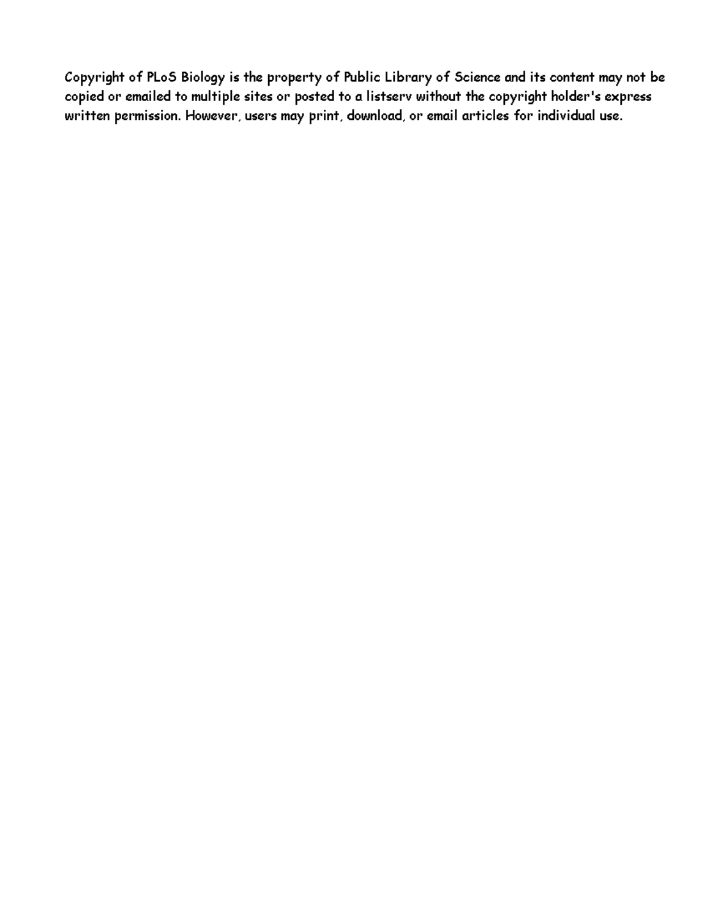Copyright of PLoS Biology is the property of Public Library of Science and its content may not be copied or emailed to multiple sites or posted to a listserv without the copyright holder's express written permission. However, users may print, download, or email articles for individual use.